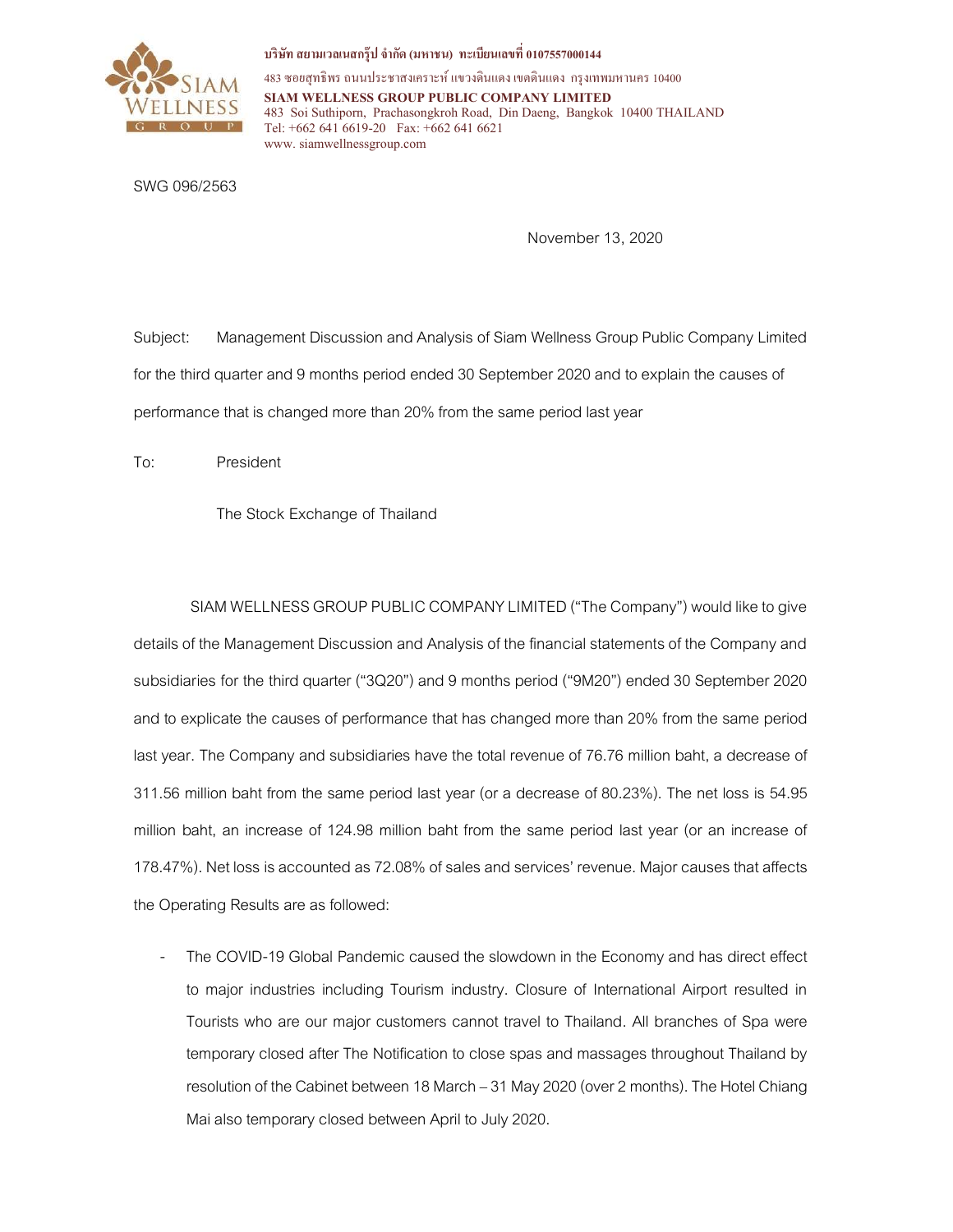บริษัท สยามเวลเนสกรุ๊ป จำกัด (มหาชน) ทะเบียนเลขที่ 0107557000144

483 ซอยสุทธิพร ถนนประชาสงเคราะห์ แขวงดินแดง เขตดินแดง กรุงเทพมหานคร 10400

**SIAM WELLNESS GROUP PUBLIC COMPANY LIMITED**

483 Soi Suthiporn, Prachasongkroh Road, Din Daeng, Bangkok 10400 THAILAND

Tel: +662 641 6619-20 Fax: +662 641 6621

www. siamwellnessgroup.com

SWG 096/2563

November 13, 2020

Subject: Management Discussion and Analysis of Siam Wellness Group Public Company Limited for the third quarter and 9 months period ended 30 September 2020 and to explain the causes of performance that is changed more than 20% from the same period last year

To: President

The Stock Exchange of Thailand

SIAM WELLNESS GROUP PUBLIC COMPANY LIMITED ("The Company") would like to give details of the Management Discussion and Analysis of the financial statements of the Company and subsidiaries for the third quarter ("3Q20") and 9 months period ("9M20") ended 30 September 2020 and to explicate the causes of performance that has changed more than 20% from the same period last year. The Company and subsidiaries have the total revenue of 76.76 million baht, a decrease of 311.56 million baht from the same period last year (or a decrease of 80.23%). The net loss is 54.95 million baht, an increase of 124.98 million baht from the same period last year (or an increase of 178.47%). Net loss is accounted as 72.08% of sales and services' revenue. Major causes that affects the Operating Results are as followed:

- The COVID-19 Global Pandemic caused the slowdown in the Economy and has direct effect to major industries including Tourism industry. Closure of International Airport resulted in Tourists who are our major customers cannot travel to Thailand. All branches of Spa were temporary closed after The Notification to close spas and massages throughout Thailand by resolution of the Cabinet between 18 March – 31 May 2020 (over 2 months). The Hotel Chiang Mai also temporary closed between April to July 2020.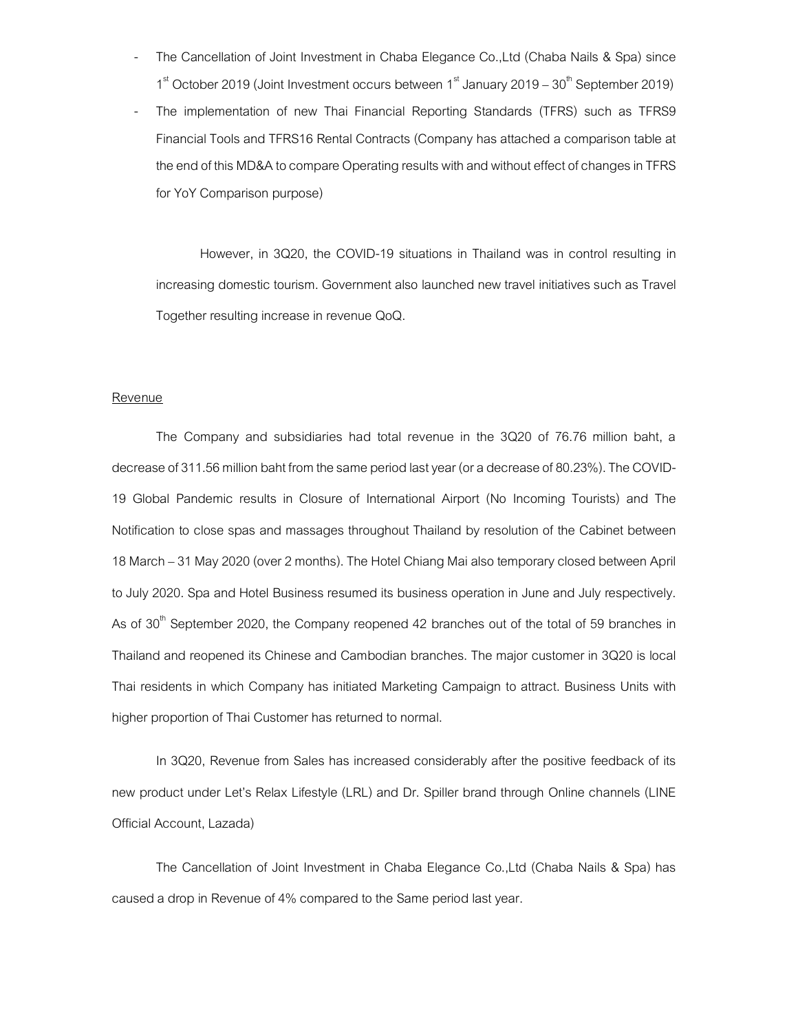- The Cancellation of Joint Investment in Chaba Elegance Co.,Ltd (Chaba Nails & Spa) since 1st October 2019 (Joint Investment occurs between 1st January 2019 – 30th September 2019)
- The implementation of new Thai Financial Reporting Standards (TFRS) such as TFRS9 Financial Tools and TFRS16 Rental Contracts (Company has attached a comparison table at the end of this MD&A to compare Operating results with and without effect of changes in TFRS for YoY Comparison purpose)

However, in 3Q20, the COVID-19 situations in Thailand was in control resulting in increasing domestic tourism. Government also launched new travel initiatives such as Travel Together resulting increase in revenue QoQ.

Revenue

The Company and subsidiaries had total revenue in the 3Q20 of 76.76 million baht, a decrease of 311.56 million baht from the same period last year (or a decrease of 80.23%). The COVID-19 Global Pandemic results in Closure of International Airport (No Incoming Tourists) and The Notification to close spas and massages throughout Thailand by resolution of the Cabinet between 18 March – 31 May 2020 (over 2 months). The Hotel Chiang Mai also temporary closed between April to July 2020. Spa and Hotel Business resumed its business operation in June and July respectively. As of 30th September 2020, the Company reopened 42 branches out of the total of 59 branches in Thailand and reopened its Chinese and Cambodian branches. The major customer in 3Q20 is local Thai residents in which Company has initiated Marketing Campaign to attract. Business Units with higher proportion of Thai Customer has returned to normal.

In 3Q20, Revenue from Sales has increased considerably after the positive feedback of its new product under Let's Relax Lifestyle (LRL) and Dr. Spiller brand through Online channels (LINE Official Account, Lazada)

The Cancellation of Joint Investment in Chaba Elegance Co.,Ltd (Chaba Nails & Spa) has caused a drop in Revenue of 4% compared to the Same period last year.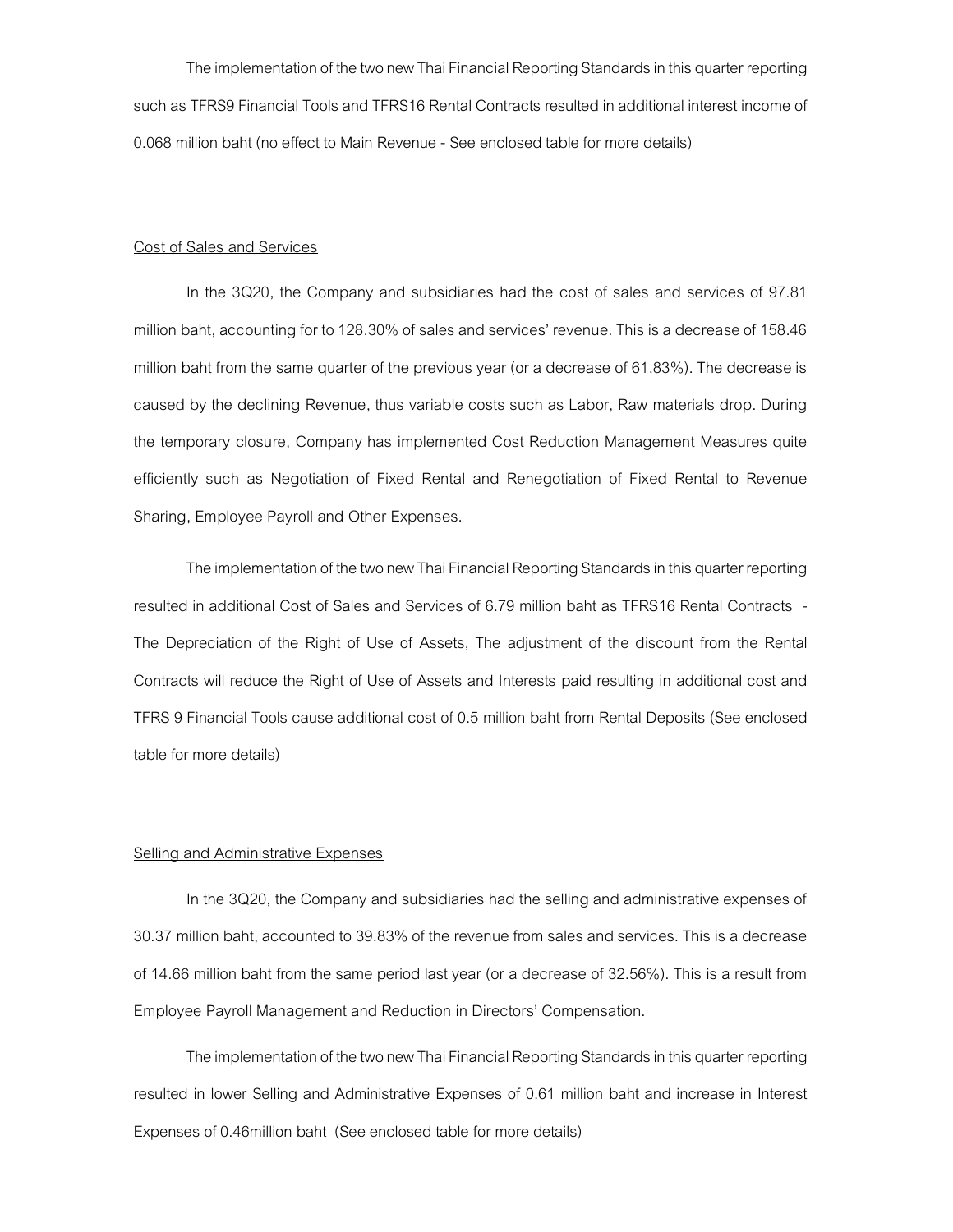The implementation of the two new Thai Financial Reporting Standards in this quarter reporting such as TFRS9 Financial Tools and TFRS16 Rental Contracts resulted in additional interest income of 0.068 million baht (no effect to Main Revenue - See enclosed table for more details)

Cost of Sales and Services

In the 3Q20, the Company and subsidiaries had the cost of sales and services of 97.81 million baht, accounting for to 128.30% of sales and services' revenue. This is a decrease of 158.46 million baht from the same quarter of the previous year (or a decrease of 61.83%). The decrease is caused by the declining Revenue, thus variable costs such as Labor, Raw materials drop. During the temporary closure, Company has implemented Cost Reduction Management Measures quite efficiently such as Negotiation of Fixed Rental and Renegotiation of Fixed Rental to Revenue Sharing, Employee Payroll and Other Expenses.

The implementation of the two new Thai Financial Reporting Standards in this quarter reporting resulted in additional Cost of Sales and Services of 6.79 million baht as TFRS16 Rental Contracts - The Depreciation of the Right of Use of Assets, The adjustment of the discount from the Rental Contracts will reduce the Right of Use of Assets and Interests paid resulting in additional cost and TFRS 9 Financial Tools cause additional cost of 0.5 million baht from Rental Deposits (See enclosed table for more details)

Selling and Administrative Expenses

In the 3Q20, the Company and subsidiaries had the selling and administrative expenses of 30.37 million baht, accounted to 39.83% of the revenue from sales and services. This is a decrease of 14.66 million baht from the same period last year (or a decrease of 32.56%). This is a result from Employee Payroll Management and Reduction in Directors' Compensation.

The implementation of the two new Thai Financial Reporting Standards in this quarter reporting resulted in lower Selling and Administrative Expenses of 0.61 million baht and increase in Interest Expenses of 0.46million baht (See enclosed table for more details)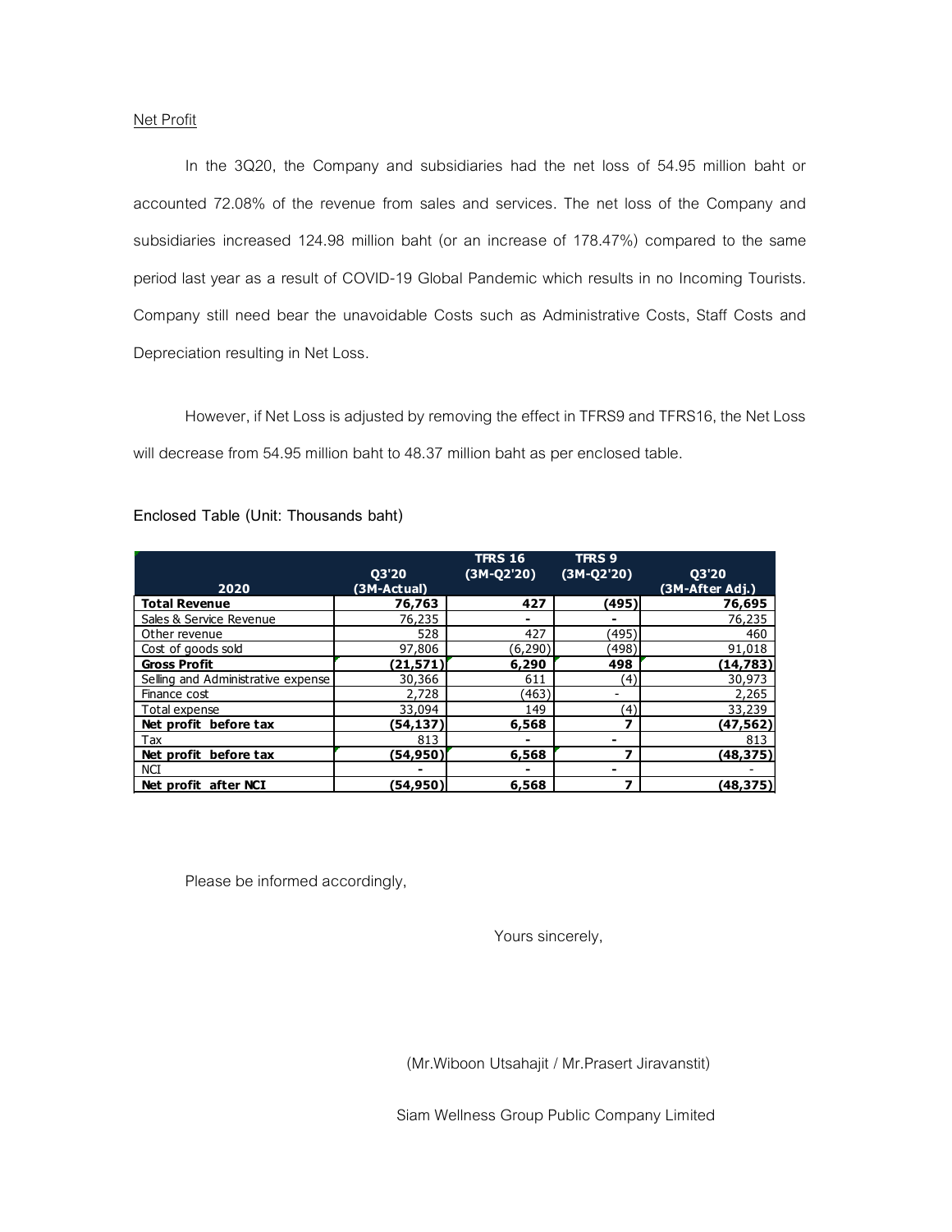Net Profit

In the 3Q20, the Company and subsidiaries had the net loss of 54.95 million baht or accounted 72.08% of the revenue from sales and services. The net loss of the Company and subsidiaries increased 124.98 million baht (or an increase of 178.47%) compared to the same period last year as a result of COVID-19 Global Pandemic which results in no Incoming Tourists. Company still need bear the unavoidable Costs such as Administrative Costs, Staff Costs and Depreciation resulting in Net Loss.

However, if Net Loss is adjusted by removing the effect in TFRS9 and TFRS16, the Net Loss will decrease from 54.95 million baht to 48.37 million baht as per enclosed table.

Enclosed Table (Unit: Thousands baht)

| 2020 | Q3'20 (3M-Actual) | TFRS 16 (3M-Q2'20) | TFRS 9 (3M-Q2'20) | Q3'20 (3M-After Adj.) |
|---|---|---|---|---|
| **Total Revenue** | **76,763** | **427** | **(495)** | **76,695** |
| Sales & Service Revenue | 76,235 | - | - | 76,235 |
| Other revenue | 528 | 427 | (495) | 460 |
| Cost of goods sold | 97,806 | (6,290) | (498) | 91,018 |
| **Gross Profit** | **(21,571)** | **6,290** | **498** | **(14,783)** |
| Selling and Administrative expense | 30,366 | 611 | (4) | 30,973 |
| Finance cost | 2,728 | (463) | - | 2,265 |
| Total expense | 33,094 | 149 | (4) | 33,239 |
| **Net profit before tax** | **(54,137)** | **6,568** | **7** | **(47,562)** |
| Tax | 813 | - | - | 813 |
| **Net profit before tax** | **(54,950)** | **6,568** | **7** | **(48,375)** |
| NCI | - | - | - | - |
| **Net profit after NCI** | **(54,950)** | **6,568** | **7** | **(48,375)** |

Please be informed accordingly,

Yours sincerely,

(Mr.Wiboon Utsahajit / Mr.Prasert Jiravanstit)

Siam Wellness Group Public Company Limited